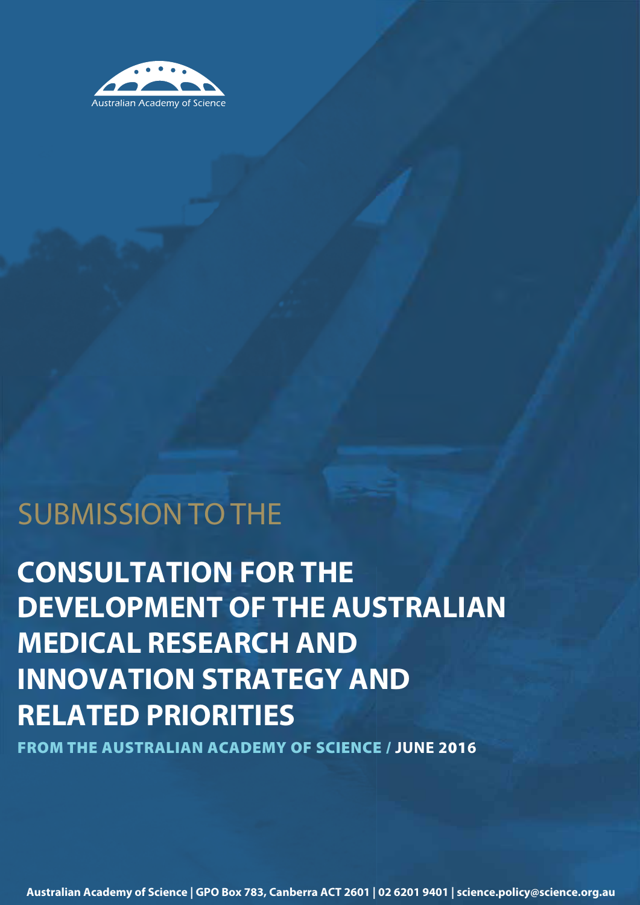Australian Academy of Science

SUBMISSION TO THE

# CONSULTATION FOR THE DEVELOPMENT OF THE AUSTRALIAN MEDICAL RESEARCH AND INNOVATION STRATEGY AND RELATED PRIORITIES

**FROM THE AUSTRALIAN ACADEMY OF SCIENCE / JUNE 2016**

**Australian Academy of Science | GPO Box 783, Canberra ACT 2601 | 02 6201 9401 | science.policy@science.org.au**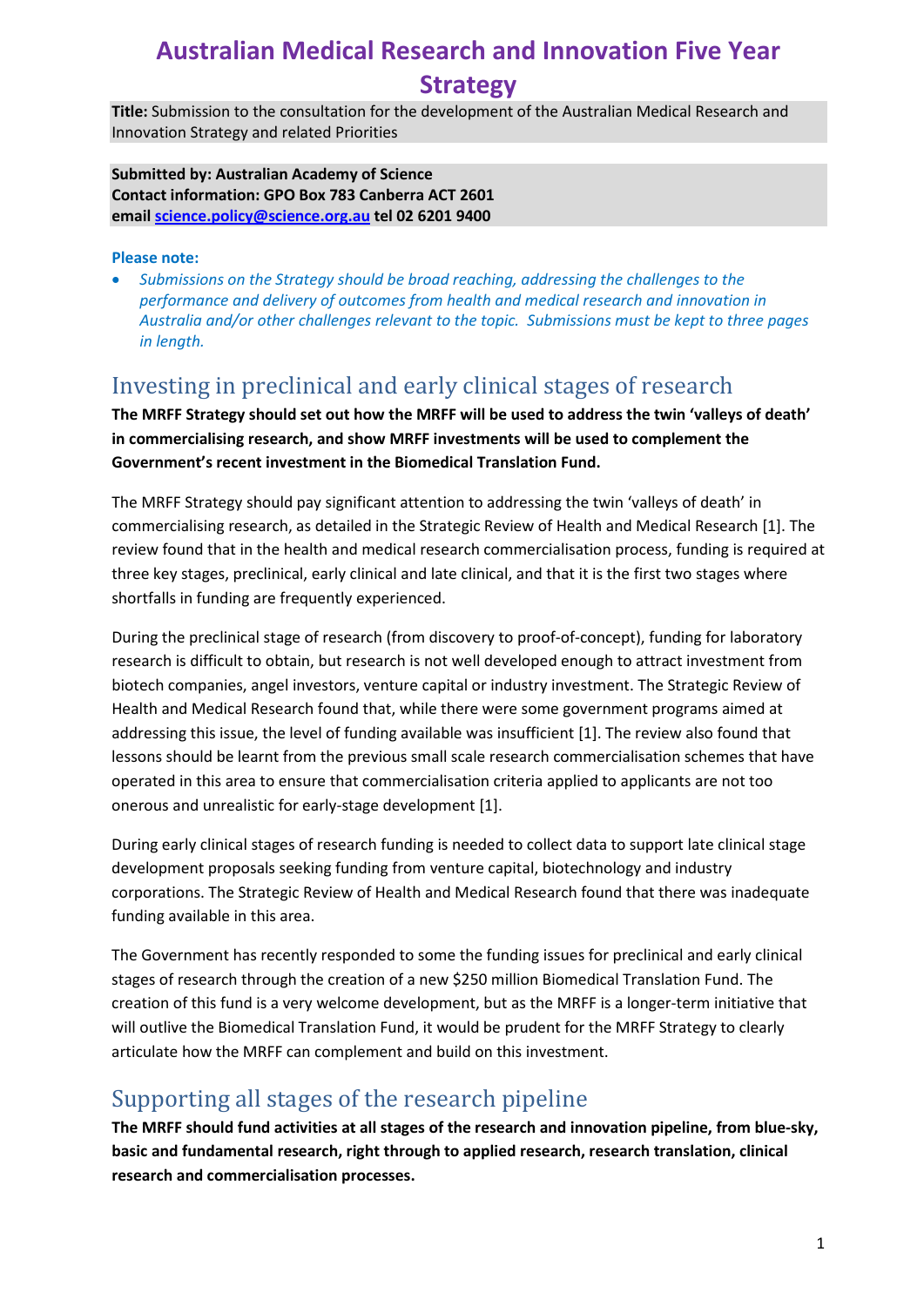# Australian Medical Research and Innovation Five Year Strategy

**Title:** Submission to the consultation for the development of the Australian Medical Research and Innovation Strategy and related Priorities

**Submitted by: Australian Academy of Science**
**Contact information: GPO Box 783 Canberra ACT 2601**
**email science.policy@science.org.au tel 02 6201 9400**

**Please note:**

- *Submissions on the Strategy should be broad reaching, addressing the challenges to the performance and delivery of outcomes from health and medical research and innovation in Australia and/or other challenges relevant to the topic. Submissions must be kept to three pages in length.*

## Investing in preclinical and early clinical stages of research

**The MRFF Strategy should set out how the MRFF will be used to address the twin 'valleys of death' in commercialising research, and show MRFF investments will be used to complement the Government's recent investment in the Biomedical Translation Fund.**

The MRFF Strategy should pay significant attention to addressing the twin 'valleys of death' in commercialising research, as detailed in the Strategic Review of Health and Medical Research [1]. The review found that in the health and medical research commercialisation process, funding is required at three key stages, preclinical, early clinical and late clinical, and that it is the first two stages where shortfalls in funding are frequently experienced.

During the preclinical stage of research (from discovery to proof-of-concept), funding for laboratory research is difficult to obtain, but research is not well developed enough to attract investment from biotech companies, angel investors, venture capital or industry investment. The Strategic Review of Health and Medical Research found that, while there were some government programs aimed at addressing this issue, the level of funding available was insufficient [1]. The review also found that lessons should be learnt from the previous small scale research commercialisation schemes that have operated in this area to ensure that commercialisation criteria applied to applicants are not too onerous and unrealistic for early-stage development [1].

During early clinical stages of research funding is needed to collect data to support late clinical stage development proposals seeking funding from venture capital, biotechnology and industry corporations. The Strategic Review of Health and Medical Research found that there was inadequate funding available in this area.

The Government has recently responded to some the funding issues for preclinical and early clinical stages of research through the creation of a new $250 million Biomedical Translation Fund. The creation of this fund is a very welcome development, but as the MRFF is a longer-term initiative that will outlive the Biomedical Translation Fund, it would be prudent for the MRFF Strategy to clearly articulate how the MRFF can complement and build on this investment.

## Supporting all stages of the research pipeline

**The MRFF should fund activities at all stages of the research and innovation pipeline, from blue-sky, basic and fundamental research, right through to applied research, research translation, clinical research and commercialisation processes.**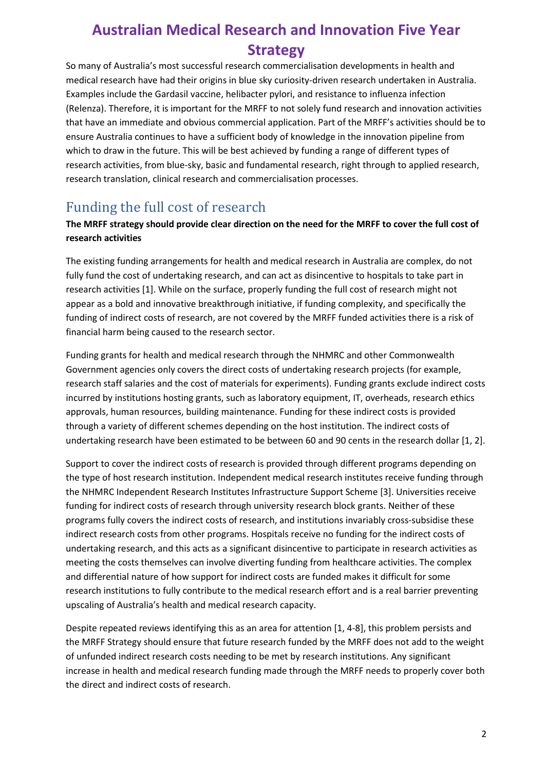# Australian Medical Research and Innovation Five Year Strategy

So many of Australia's most successful research commercialisation developments in health and medical research have had their origins in blue sky curiosity-driven research undertaken in Australia. Examples include the Gardasil vaccine, helibacter pylori, and resistance to influenza infection (Relenza). Therefore, it is important for the MRFF to not solely fund research and innovation activities that have an immediate and obvious commercial application. Part of the MRFF's activities should be to ensure Australia continues to have a sufficient body of knowledge in the innovation pipeline from which to draw in the future. This will be best achieved by funding a range of different types of research activities, from blue-sky, basic and fundamental research, right through to applied research, research translation, clinical research and commercialisation processes.

## Funding the full cost of research

**The MRFF strategy should provide clear direction on the need for the MRFF to cover the full cost of research activities**

The existing funding arrangements for health and medical research in Australia are complex, do not fully fund the cost of undertaking research, and can act as disincentive to hospitals to take part in research activities [1]. While on the surface, properly funding the full cost of research might not appear as a bold and innovative breakthrough initiative, if funding complexity, and specifically the funding of indirect costs of research, are not covered by the MRFF funded activities there is a risk of financial harm being caused to the research sector.

Funding grants for health and medical research through the NHMRC and other Commonwealth Government agencies only covers the direct costs of undertaking research projects (for example, research staff salaries and the cost of materials for experiments). Funding grants exclude indirect costs incurred by institutions hosting grants, such as laboratory equipment, IT, overheads, research ethics approvals, human resources, building maintenance. Funding for these indirect costs is provided through a variety of different schemes depending on the host institution. The indirect costs of undertaking research have been estimated to be between 60 and 90 cents in the research dollar [1, 2].

Support to cover the indirect costs of research is provided through different programs depending on the type of host research institution. Independent medical research institutes receive funding through the NHMRC Independent Research Institutes Infrastructure Support Scheme [3]. Universities receive funding for indirect costs of research through university research block grants. Neither of these programs fully covers the indirect costs of research, and institutions invariably cross-subsidise these indirect research costs from other programs. Hospitals receive no funding for the indirect costs of undertaking research, and this acts as a significant disincentive to participate in research activities as meeting the costs themselves can involve diverting funding from healthcare activities. The complex and differential nature of how support for indirect costs are funded makes it difficult for some research institutions to fully contribute to the medical research effort and is a real barrier preventing upscaling of Australia's health and medical research capacity.

Despite repeated reviews identifying this as an area for attention [1, 4-8], this problem persists and the MRFF Strategy should ensure that future research funded by the MRFF does not add to the weight of unfunded indirect research costs needing to be met by research institutions. Any significant increase in health and medical research funding made through the MRFF needs to properly cover both the direct and indirect costs of research.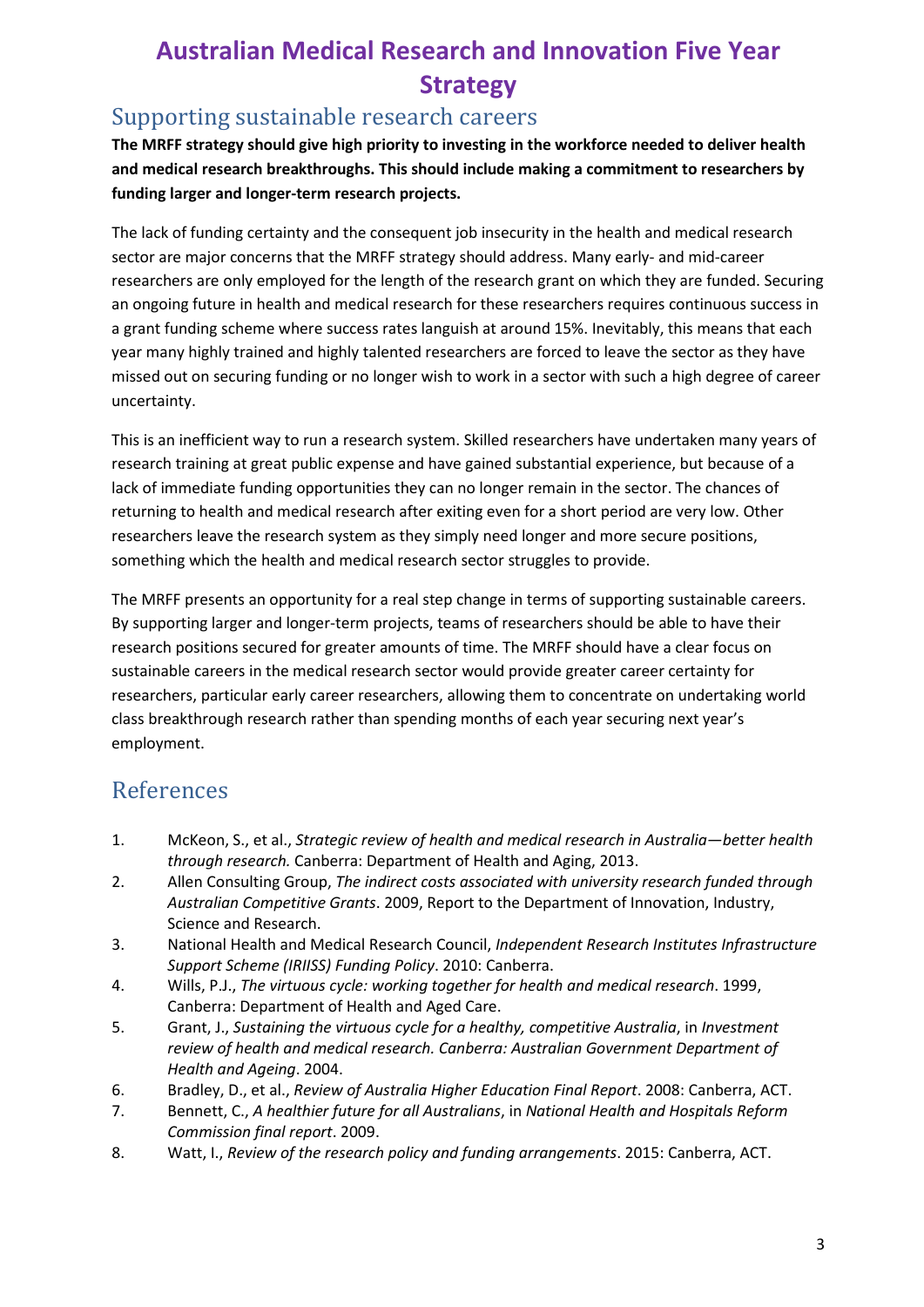# Australian Medical Research and Innovation Five Year Strategy

## Supporting sustainable research careers

**The MRFF strategy should give high priority to investing in the workforce needed to deliver health and medical research breakthroughs. This should include making a commitment to researchers by funding larger and longer-term research projects.**

The lack of funding certainty and the consequent job insecurity in the health and medical research sector are major concerns that the MRFF strategy should address. Many early- and mid-career researchers are only employed for the length of the research grant on which they are funded. Securing an ongoing future in health and medical research for these researchers requires continuous success in a grant funding scheme where success rates languish at around 15%. Inevitably, this means that each year many highly trained and highly talented researchers are forced to leave the sector as they have missed out on securing funding or no longer wish to work in a sector with such a high degree of career uncertainty.

This is an inefficient way to run a research system. Skilled researchers have undertaken many years of research training at great public expense and have gained substantial experience, but because of a lack of immediate funding opportunities they can no longer remain in the sector. The chances of returning to health and medical research after exiting even for a short period are very low. Other researchers leave the research system as they simply need longer and more secure positions, something which the health and medical research sector struggles to provide.

The MRFF presents an opportunity for a real step change in terms of supporting sustainable careers. By supporting larger and longer-term projects, teams of researchers should be able to have their research positions secured for greater amounts of time. The MRFF should have a clear focus on sustainable careers in the medical research sector would provide greater career certainty for researchers, particular early career researchers, allowing them to concentrate on undertaking world class breakthrough research rather than spending months of each year securing next year's employment.

## References

1. McKeon, S., et al., *Strategic review of health and medical research in Australia—better health through research.* Canberra: Department of Health and Aging, 2013.
2. Allen Consulting Group, *The indirect costs associated with university research funded through Australian Competitive Grants*. 2009, Report to the Department of Innovation, Industry, Science and Research.
3. National Health and Medical Research Council, *Independent Research Institutes Infrastructure Support Scheme (IRIISS) Funding Policy*. 2010: Canberra.
4. Wills, P.J., *The virtuous cycle: working together for health and medical research*. 1999, Canberra: Department of Health and Aged Care.
5. Grant, J., *Sustaining the virtuous cycle for a healthy, competitive Australia*, in *Investment review of health and medical research. Canberra: Australian Government Department of Health and Ageing*. 2004.
6. Bradley, D., et al., *Review of Australia Higher Education Final Report*. 2008: Canberra, ACT.
7. Bennett, C., *A healthier future for all Australians*, in *National Health and Hospitals Reform Commission final report*. 2009.
8. Watt, I., *Review of the research policy and funding arrangements*. 2015: Canberra, ACT.